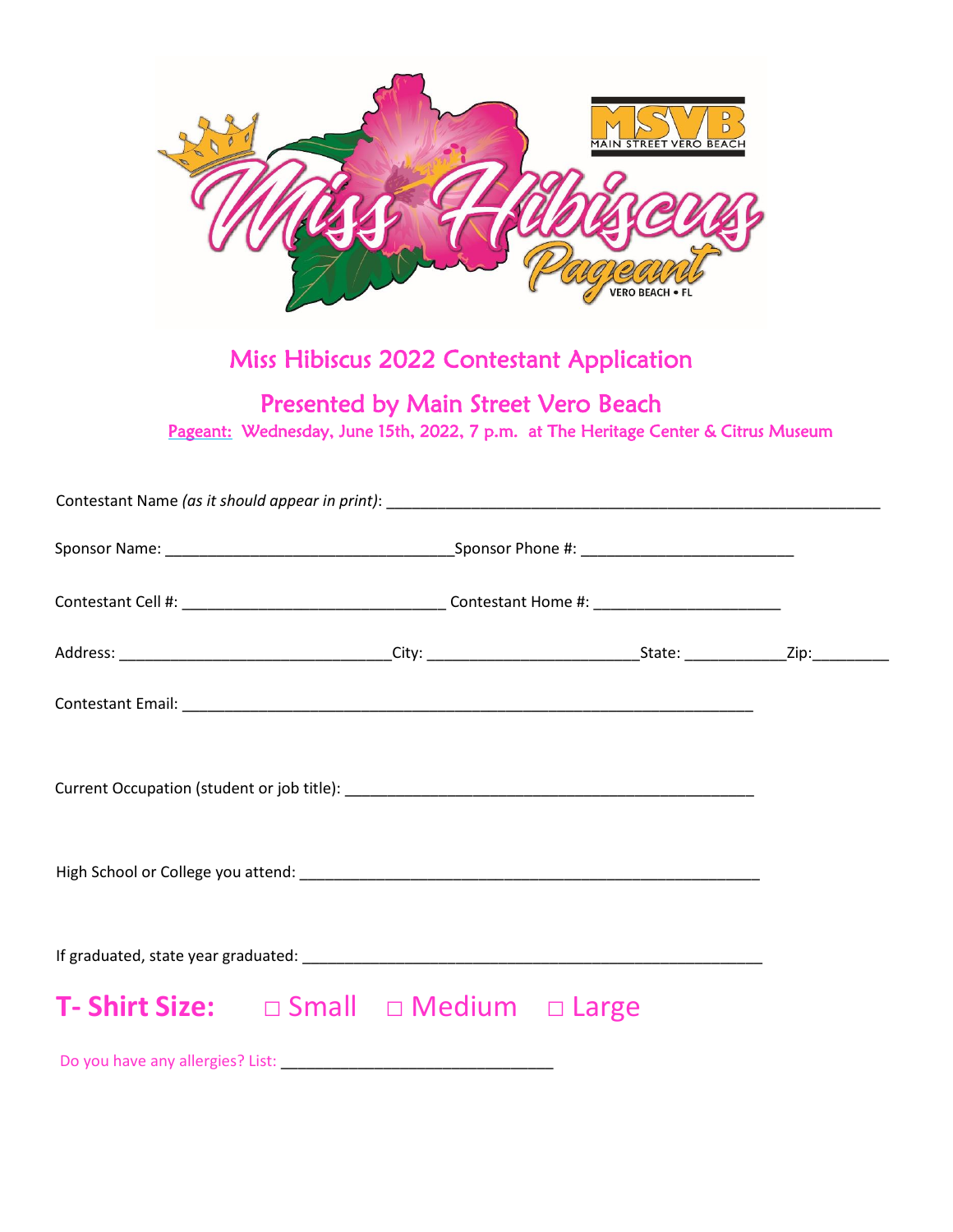# Miss Hibiscus 2022 Contestant Application

## Presented by Main Street Vero Beach

Pageant: Wednesday, June 15th, 2022, 7 p.m. at The Heritage Center & Citrus Museum

Contestant Name *(as it should appear in print)*: ___________________________________________________________

Sponsor Name: ___________________________________Sponsor Phone #: _________________________

Contestant Cell #: ______________________________ Contestant Home #: ______________________

Address: ________________________________City: _________________________State: ____________Zip:_________

Contestant Email: ____________________________________________________________________

Current Occupation (student or job title): _________________________________________________

High School or College you attend: _______________________________________________________

If graduated, state year graduated: _______________________________________________________

**T- Shirt Size:** □ Small □ Medium □ Large

Do you have any allergies? List: ________________________________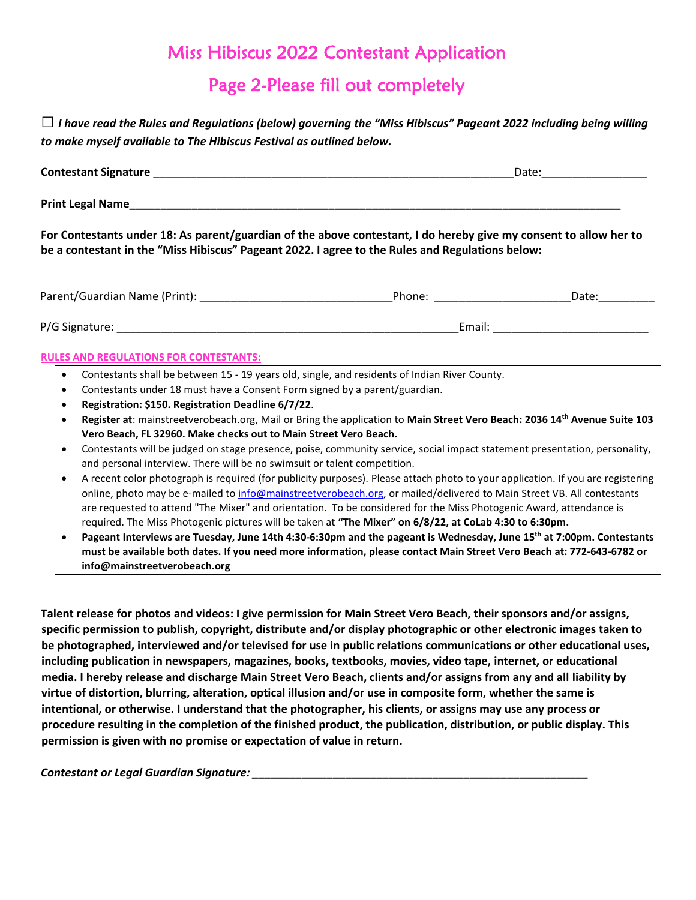# Miss Hibiscus 2022 Contestant Application

## Page 2-Please fill out completely

☐ ***I have read the Rules and Regulations (below) governing the "Miss Hibiscus" Pageant 2022 including being willing to make myself available to The Hibiscus Festival as outlined below.***

**Contestant Signature** ____________________________________________________________ Date:_________________

**Print Legal Name**____________________________________________________________________________________

**For Contestants under 18: As parent/guardian of the above contestant, I do hereby give my consent to allow her to be a contestant in the "Miss Hibiscus" Pageant 2022. I agree to the Rules and Regulations below:**

Parent/Guardian Name (Print): ______________________________Phone: _____________________Date:_________

P/G Signature: ________________________________________________________Email: ________________________

**RULES AND REGULATIONS FOR CONTESTANTS:**

- Contestants shall be between 15 - 19 years old, single, and residents of Indian River County.
- Contestants under 18 must have a Consent Form signed by a parent/guardian.
- **Registration: $150. Registration Deadline 6/7/22**.
- **Register at**: mainstreetverobeach.org, Mail or Bring the application to **Main Street Vero Beach: 2036 14th Avenue Suite 103 Vero Beach, FL 32960. Make checks out to Main Street Vero Beach.**
- Contestants will be judged on stage presence, poise, community service, social impact statement presentation, personality, and personal interview. There will be no swimsuit or talent competition.
- A recent color photograph is required (for publicity purposes). Please attach photo to your application. If you are registering online, photo may be e-mailed to info@mainstreetverobeach.org, or mailed/delivered to Main Street VB. All contestants are requested to attend "The Mixer" and orientation. To be considered for the Miss Photogenic Award, attendance is required. The Miss Photogenic pictures will be taken at **"The Mixer" on 6/8/22, at CoLab 4:30 to 6:30pm.**
- **Pageant Interviews are Tuesday, June 14th 4:30-6:30pm and the pageant is Wednesday, June 15th at 7:00pm. Contestants must be available both dates. If you need more information, please contact Main Street Vero Beach at: 772-643-6782 or info@mainstreetverobeach.org**

**Talent release for photos and videos: I give permission for Main Street Vero Beach, their sponsors and/or assigns, specific permission to publish, copyright, distribute and/or display photographic or other electronic images taken to be photographed, interviewed and/or televised for use in public relations communications or other educational uses, including publication in newspapers, magazines, books, textbooks, movies, video tape, internet, or educational media. I hereby release and discharge Main Street Vero Beach, clients and/or assigns from any and all liability by virtue of distortion, blurring, alteration, optical illusion and/or use in composite form, whether the same is intentional, or otherwise. I understand that the photographer, his clients, or assigns may use any process or procedure resulting in the completion of the finished product, the publication, distribution, or public display. This permission is given with no promise or expectation of value in return.**

***Contestant or Legal Guardian Signature:*** ________________________________________________________